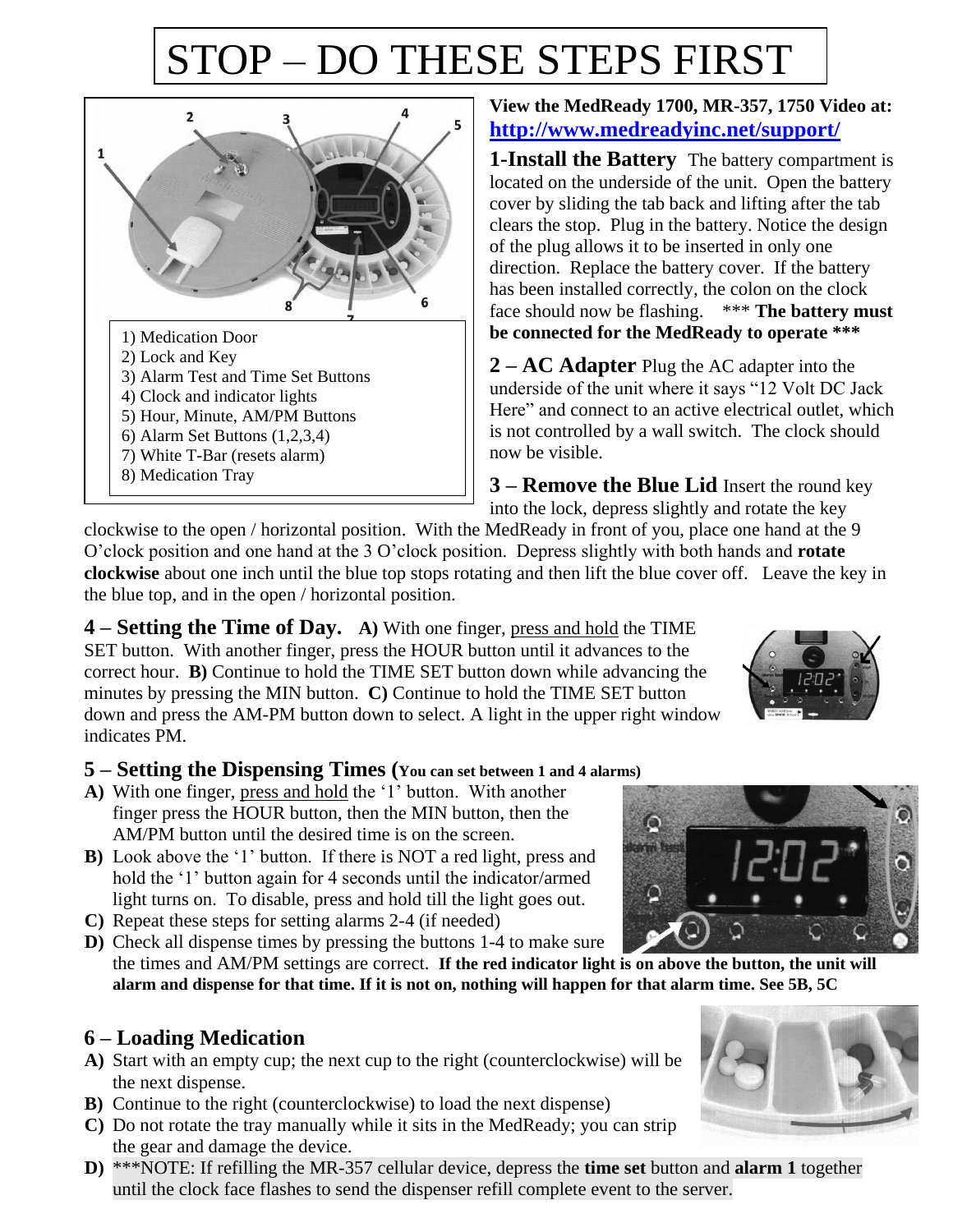# STOP – DO THESE STEPS FIRST

1) Medication Door
2) Lock and Key
3) Alarm Test and Time Set Buttons
4) Clock and indicator lights
5) Hour, Minute, AM/PM Buttons
6) Alarm Set Buttons (1,2,3,4)
7) White T-Bar (resets alarm)
8) Medication Tray

**View the MedReady 1700, MR-357, 1750 Video at: http://www.medreadyinc.net/support/**

**1-Install the Battery** The battery compartment is located on the underside of the unit. Open the battery cover by sliding the tab back and lifting after the tab clears the stop. Plug in the battery. Notice the design of the plug allows it to be inserted in only one direction. Replace the battery cover. If the battery has been installed correctly, the colon on the clock face should now be flashing. *** **The battery must be connected for the MedReady to operate** ***

**2 – AC Adapter** Plug the AC adapter into the underside of the unit where it says "12 Volt DC Jack Here" and connect to an active electrical outlet, which is not controlled by a wall switch. The clock should now be visible.

**3 – Remove the Blue Lid** Insert the round key into the lock, depress slightly and rotate the key clockwise to the open / horizontal position. With the MedReady in front of you, place one hand at the 9 O'clock position and one hand at the 3 O'clock position. Depress slightly with both hands and **rotate clockwise** about one inch until the blue top stops rotating and then lift the blue cover off. Leave the key in the blue top, and in the open / horizontal position.

**4 – Setting the Time of Day.** **A)** With one finger, press and hold the TIME SET button. With another finger, press the HOUR button until it advances to the correct hour. **B)** Continue to hold the TIME SET button down while advancing the minutes by pressing the MIN button. **C)** Continue to hold the TIME SET button down and press the AM-PM button down to select. A light in the upper right window indicates PM.

**5 – Setting the Dispensing Times (You can set between 1 and 4 alarms)**

**A)** With one finger, press and hold the '1' button. With another finger press the HOUR button, then the MIN button, then the AM/PM button until the desired time is on the screen.

**B)** Look above the '1' button. If there is NOT a red light, press and hold the '1' button again for 4 seconds until the indicator/armed light turns on. To disable, press and hold till the light goes out.

**C)** Repeat these steps for setting alarms 2-4 (if needed)

**D)** Check all dispense times by pressing the buttons 1-4 to make sure the times and AM/PM settings are correct. **If the red indicator light is on above the button, the unit will alarm and dispense for that time. If it is not on, nothing will happen for that alarm time. See 5B, 5C**

**6 – Loading Medication**

**A)** Start with an empty cup; the next cup to the right (counterclockwise) will be the next dispense.

**B)** Continue to the right (counterclockwise) to load the next dispense)

**C)** Do not rotate the tray manually while it sits in the MedReady; you can strip the gear and damage the device.

**D)** ***NOTE: If refilling the MR-357 cellular device, depress the **time set** button and **alarm 1** together until the clock face flashes to send the dispenser refill complete event to the server.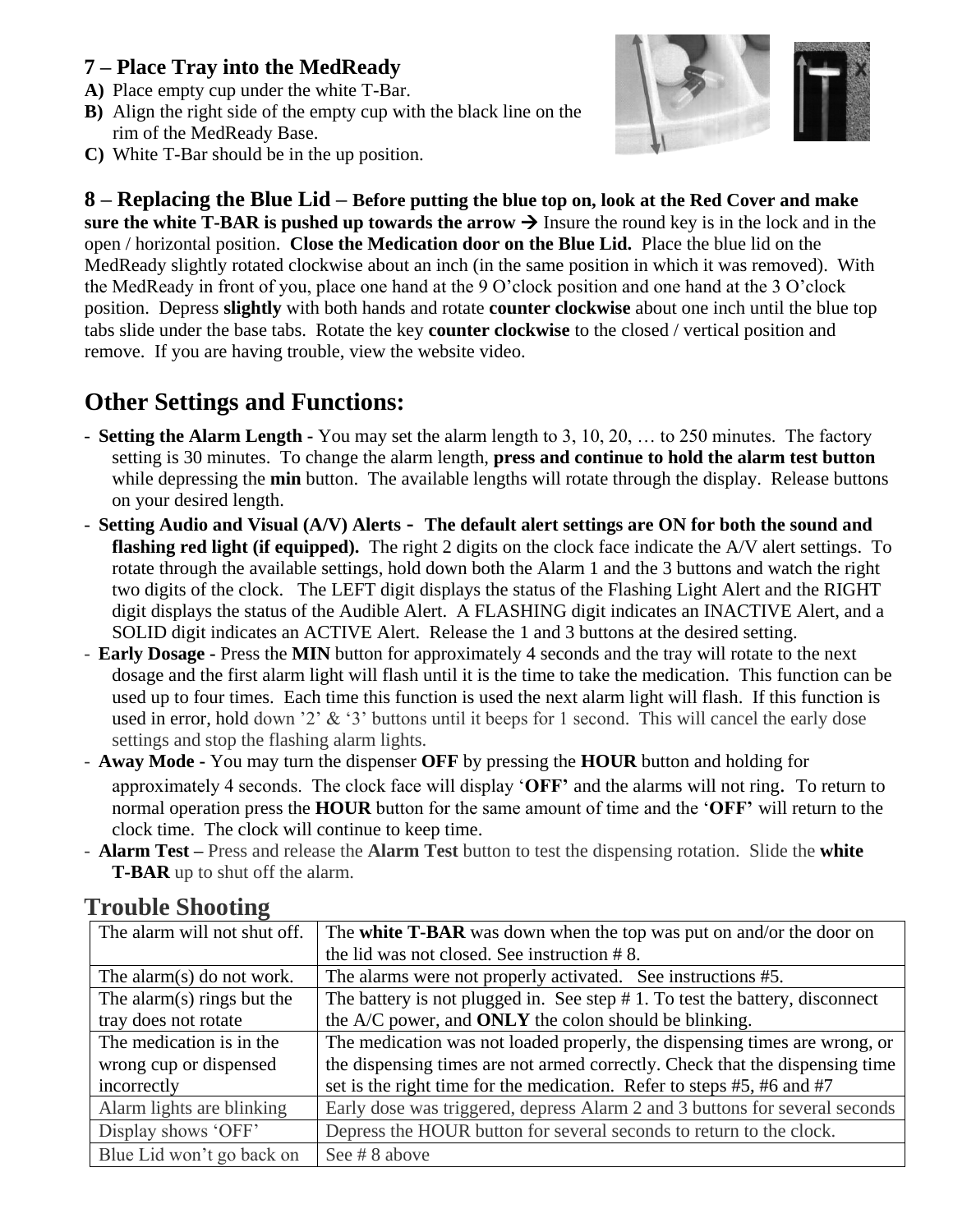### 7 – Place Tray into the MedReady

**A)** Place empty cup under the white T-Bar.

**B)** Align the right side of the empty cup with the black line on the rim of the MedReady Base.

**C)** White T-Bar should be in the up position.

### 8 – Replacing the Blue Lid – **Before putting the blue top on, look at the Red Cover and make sure the white T-BAR is pushed up towards the arrow →**

Insure the round key is in the lock and in the open / horizontal position. **Close the Medication door on the Blue Lid.** Place the blue lid on the MedReady slightly rotated clockwise about an inch (in the same position in which it was removed). With the MedReady in front of you, place one hand at the 9 O'clock position and one hand at the 3 O'clock position. Depress **slightly** with both hands and rotate **counter clockwise** about one inch until the blue top tabs slide under the base tabs. Rotate the key **counter clockwise** to the closed / vertical position and remove. If you are having trouble, view the website video.

## Other Settings and Functions:

- **Setting the Alarm Length -** You may set the alarm length to 3, 10, 20, … to 250 minutes. The factory setting is 30 minutes. To change the alarm length, **press and continue to hold the alarm test button** while depressing the **min** button. The available lengths will rotate through the display. Release buttons on your desired length.
- **Setting Audio and Visual (A/V) Alerts - The default alert settings are ON for both the sound and flashing red light (if equipped).** The right 2 digits on the clock face indicate the A/V alert settings. To rotate through the available settings, hold down both the Alarm 1 and the 3 buttons and watch the right two digits of the clock. The LEFT digit displays the status of the Flashing Light Alert and the RIGHT digit displays the status of the Audible Alert. A FLASHING digit indicates an INACTIVE Alert, and a SOLID digit indicates an ACTIVE Alert. Release the 1 and 3 buttons at the desired setting.
- **Early Dosage -** Press the **MIN** button for approximately 4 seconds and the tray will rotate to the next dosage and the first alarm light will flash until it is the time to take the medication. This function can be used up to four times. Each time this function is used the next alarm light will flash. If this function is used in error, hold down '2' & '3' buttons until it beeps for 1 second. This will cancel the early dose settings and stop the flashing alarm lights.
- **Away Mode -** You may turn the dispenser **OFF** by pressing the **HOUR** button and holding for approximately 4 seconds. The clock face will display '**OFF**' and the alarms will not ring. To return to normal operation press the **HOUR** button for the same amount of time and the '**OFF**' will return to the clock time. The clock will continue to keep time.
- **Alarm Test –** Press and release the **Alarm Test** button to test the dispensing rotation. Slide the **white T-BAR** up to shut off the alarm.

## Trouble Shooting

| Problem | Solution |
|---|---|
| The alarm will not shut off. | The **white T-BAR** was down when the top was put on and/or the door on the lid was not closed. See instruction # 8. |
| The alarm(s) do not work. | The alarms were not properly activated. See instructions #5. |
| The alarm(s) rings but the tray does not rotate | The battery is not plugged in. See step # 1. To test the battery, disconnect the A/C power, and **ONLY** the colon should be blinking. |
| The medication is in the wrong cup or dispensed incorrectly | The medication was not loaded properly, the dispensing times are wrong, or the dispensing times are not armed correctly. Check that the dispensing time set is the right time for the medication. Refer to steps #5, #6 and #7 |
| Alarm lights are blinking | Early dose was triggered, depress Alarm 2 and 3 buttons for several seconds |
| Display shows 'OFF' | Depress the HOUR button for several seconds to return to the clock. |
| Blue Lid won't go back on | See # 8 above |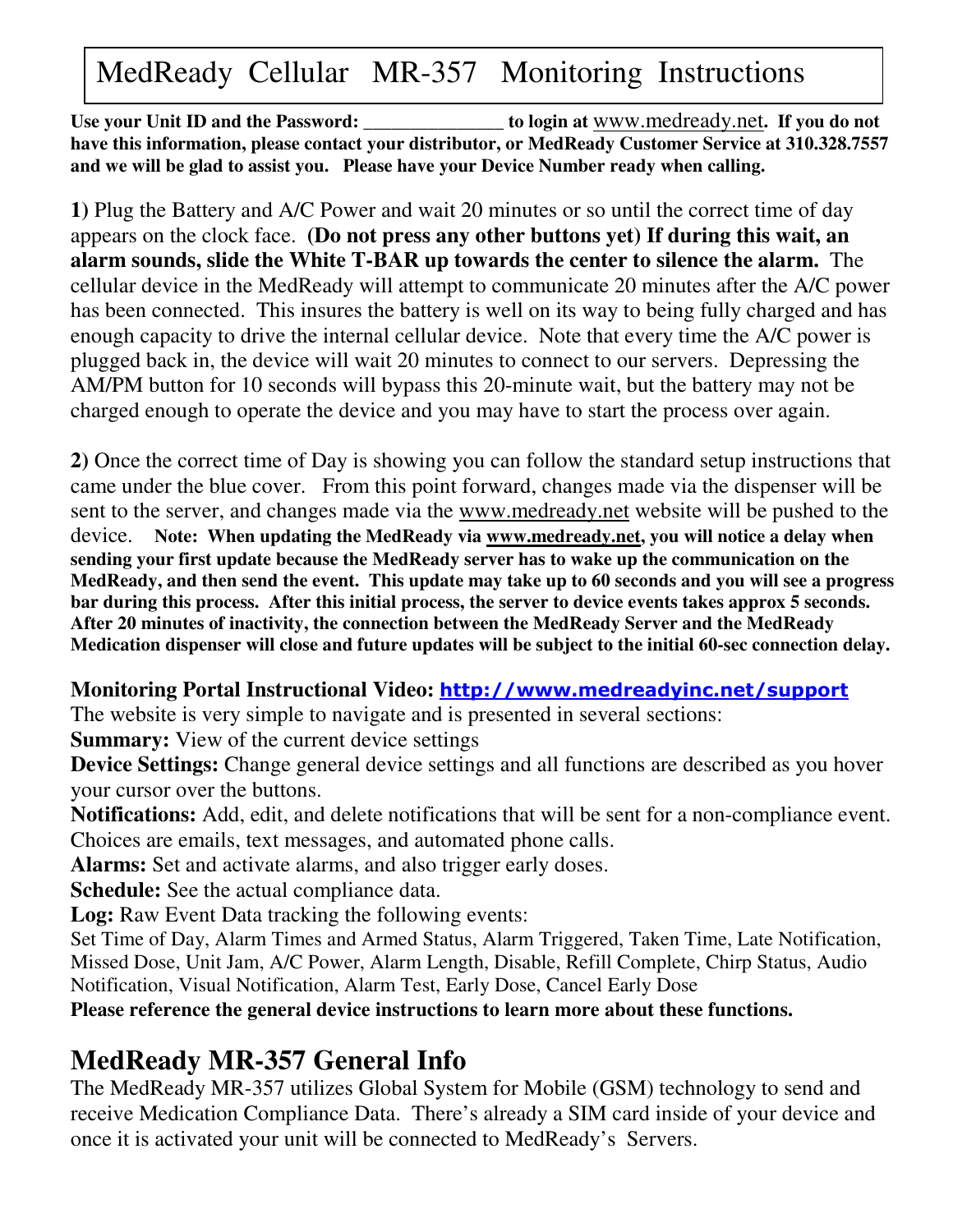# MedReady Cellular MR-357 Monitoring Instructions

**Use your Unit ID and the Password: ______________ to login at** www.medready.net**. If you do not have this information, please contact your distributor, or MedReady Customer Service at 310.328.7557 and we will be glad to assist you. Please have your Device Number ready when calling.**

**1)** Plug the Battery and A/C Power and wait 20 minutes or so until the correct time of day appears on the clock face. **(Do not press any other buttons yet) If during this wait, an alarm sounds, slide the White T-BAR up towards the center to silence the alarm.** The cellular device in the MedReady will attempt to communicate 20 minutes after the A/C power has been connected. This insures the battery is well on its way to being fully charged and has enough capacity to drive the internal cellular device. Note that every time the A/C power is plugged back in, the device will wait 20 minutes to connect to our servers. Depressing the AM/PM button for 10 seconds will bypass this 20-minute wait, but the battery may not be charged enough to operate the device and you may have to start the process over again.

**2)** Once the correct time of Day is showing you can follow the standard setup instructions that came under the blue cover. From this point forward, changes made via the dispenser will be sent to the server, and changes made via the www.medready.net website will be pushed to the device. **Note: When updating the MedReady via www.medready.net, you will notice a delay when sending your first update because the MedReady server has to wake up the communication on the MedReady, and then send the event. This update may take up to 60 seconds and you will see a progress bar during this process. After this initial process, the server to device events takes approx 5 seconds. After 20 minutes of inactivity, the connection between the MedReady Server and the MedReady Medication dispenser will close and future updates will be subject to the initial 60-sec connection delay.**

**Monitoring Portal Instructional Video: http://www.medreadyinc.net/support**
The website is very simple to navigate and is presented in several sections:
**Summary:** View of the current device settings
**Device Settings:** Change general device settings and all functions are described as you hover your cursor over the buttons.
**Notifications:** Add, edit, and delete notifications that will be sent for a non-compliance event. Choices are emails, text messages, and automated phone calls.
**Alarms:** Set and activate alarms, and also trigger early doses.
**Schedule:** See the actual compliance data.
**Log:** Raw Event Data tracking the following events:
Set Time of Day, Alarm Times and Armed Status, Alarm Triggered, Taken Time, Late Notification, Missed Dose, Unit Jam, A/C Power, Alarm Length, Disable, Refill Complete, Chirp Status, Audio Notification, Visual Notification, Alarm Test, Early Dose, Cancel Early Dose
**Please reference the general device instructions to learn more about these functions.**

## MedReady MR-357 General Info

The MedReady MR-357 utilizes Global System for Mobile (GSM) technology to send and receive Medication Compliance Data. There's already a SIM card inside of your device and once it is activated your unit will be connected to MedReady's Servers.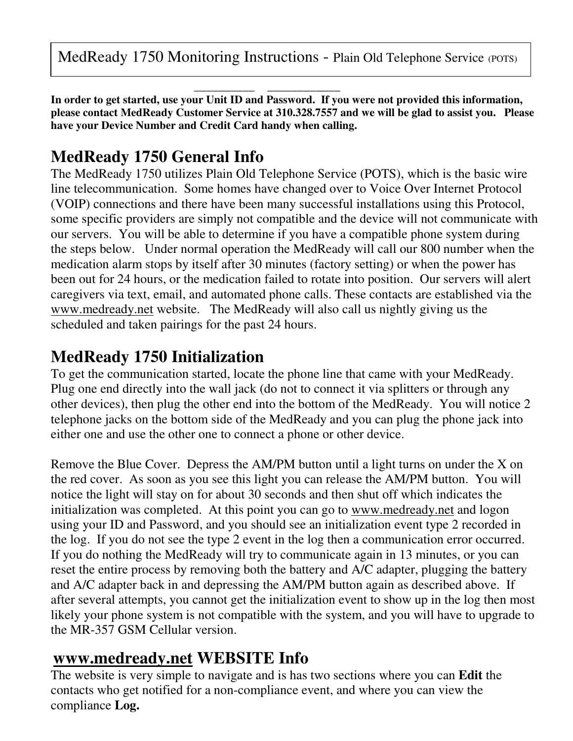MedReady 1750 Monitoring Instructions - Plain Old Telephone Service (POTS)

__________ ____________

**In order to get started, use your Unit ID and Password. If you were not provided this information, please contact MedReady Customer Service at 310.328.7557 and we will be glad to assist you. Please have your Device Number and Credit Card handy when calling.**

## MedReady 1750 General Info

The MedReady 1750 utilizes Plain Old Telephone Service (POTS), which is the basic wire line telecommunication. Some homes have changed over to Voice Over Internet Protocol (VOIP) connections and there have been many successful installations using this Protocol, some specific providers are simply not compatible and the device will not communicate with our servers. You will be able to determine if you have a compatible phone system during the steps below. Under normal operation the MedReady will call our 800 number when the medication alarm stops by itself after 30 minutes (factory setting) or when the power has been out for 24 hours, or the medication failed to rotate into position. Our servers will alert caregivers via text, email, and automated phone calls. These contacts are established via the www.medready.net website. The MedReady will also call us nightly giving us the scheduled and taken pairings for the past 24 hours.

## MedReady 1750 Initialization

To get the communication started, locate the phone line that came with your MedReady. Plug one end directly into the wall jack (do not to connect it via splitters or through any other devices), then plug the other end into the bottom of the MedReady. You will notice 2 telephone jacks on the bottom side of the MedReady and you can plug the phone jack into either one and use the other one to connect a phone or other device.

Remove the Blue Cover. Depress the AM/PM button until a light turns on under the X on the red cover. As soon as you see this light you can release the AM/PM button. You will notice the light will stay on for about 30 seconds and then shut off which indicates the initialization was completed. At this point you can go to www.medready.net and logon using your ID and Password, and you should see an initialization event type 2 recorded in the log. If you do not see the type 2 event in the log then a communication error occurred. If you do nothing the MedReady will try to communicate again in 13 minutes, or you can reset the entire process by removing both the battery and A/C adapter, plugging the battery and A/C adapter back in and depressing the AM/PM button again as described above. If after several attempts, you cannot get the initialization event to show up in the log then most likely your phone system is not compatible with the system, and you will have to upgrade to the MR-357 GSM Cellular version.

## www.medready.net WEBSITE Info

The website is very simple to navigate and is has two sections where you can **Edit** the contacts who get notified for a non-compliance event, and where you can view the compliance **Log.**